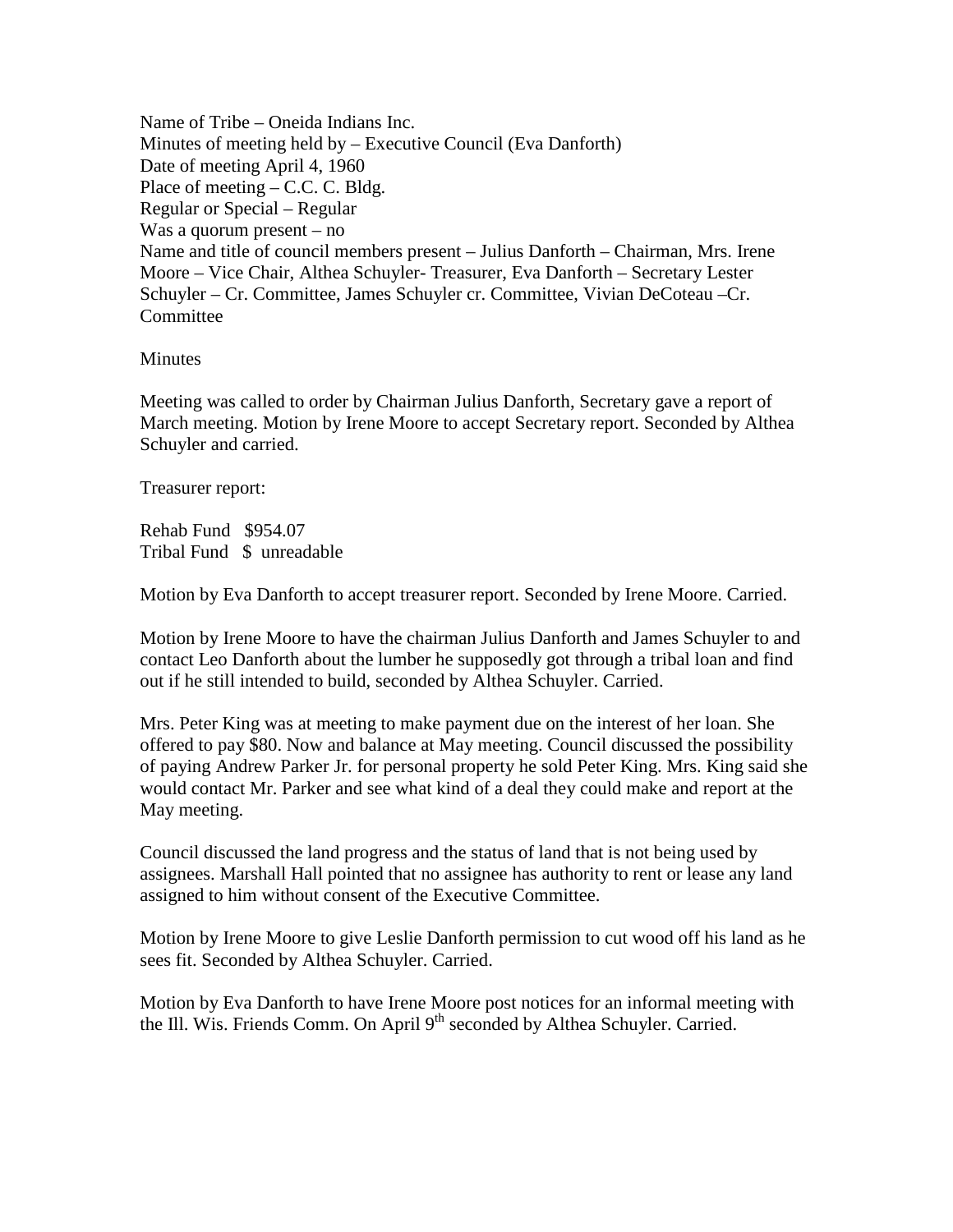Name of Tribe – Oneida Indians Inc.
Minutes of meeting held by – Executive Council (Eva Danforth)
Date of meeting April 4, 1960
Place of meeting – C.C. C. Bldg.
Regular or Special – Regular
Was a quorum present – no
Name and title of council members present – Julius Danforth – Chairman, Mrs. Irene Moore – Vice Chair, Althea Schuyler- Treasurer, Eva Danforth – Secretary Lester Schuyler – Cr. Committee, James Schuyler cr. Committee, Vivian DeCoteau –Cr. Committee

Minutes

Meeting was called to order by Chairman Julius Danforth, Secretary gave a report of March meeting. Motion by Irene Moore to accept Secretary report. Seconded by Althea Schuyler and carried.

Treasurer report:

Rehab Fund $954.07
Tribal Fund $ unreadable

Motion by Eva Danforth to accept treasurer report. Seconded by Irene Moore. Carried.

Motion by Irene Moore to have the chairman Julius Danforth and James Schuyler to and contact Leo Danforth about the lumber he supposedly got through a tribal loan and find out if he still intended to build, seconded by Althea Schuyler. Carried.

Mrs. Peter King was at meeting to make payment due on the interest of her loan. She offered to pay $80. Now and balance at May meeting. Council discussed the possibility of paying Andrew Parker Jr. for personal property he sold Peter King. Mrs. King said she would contact Mr. Parker and see what kind of a deal they could make and report at the May meeting.

Council discussed the land progress and the status of land that is not being used by assignees. Marshall Hall pointed that no assignee has authority to rent or lease any land assigned to him without consent of the Executive Committee.

Motion by Irene Moore to give Leslie Danforth permission to cut wood off his land as he sees fit. Seconded by Althea Schuyler. Carried.

Motion by Eva Danforth to have Irene Moore post notices for an informal meeting with the Ill. Wis. Friends Comm. On April 9th seconded by Althea Schuyler. Carried.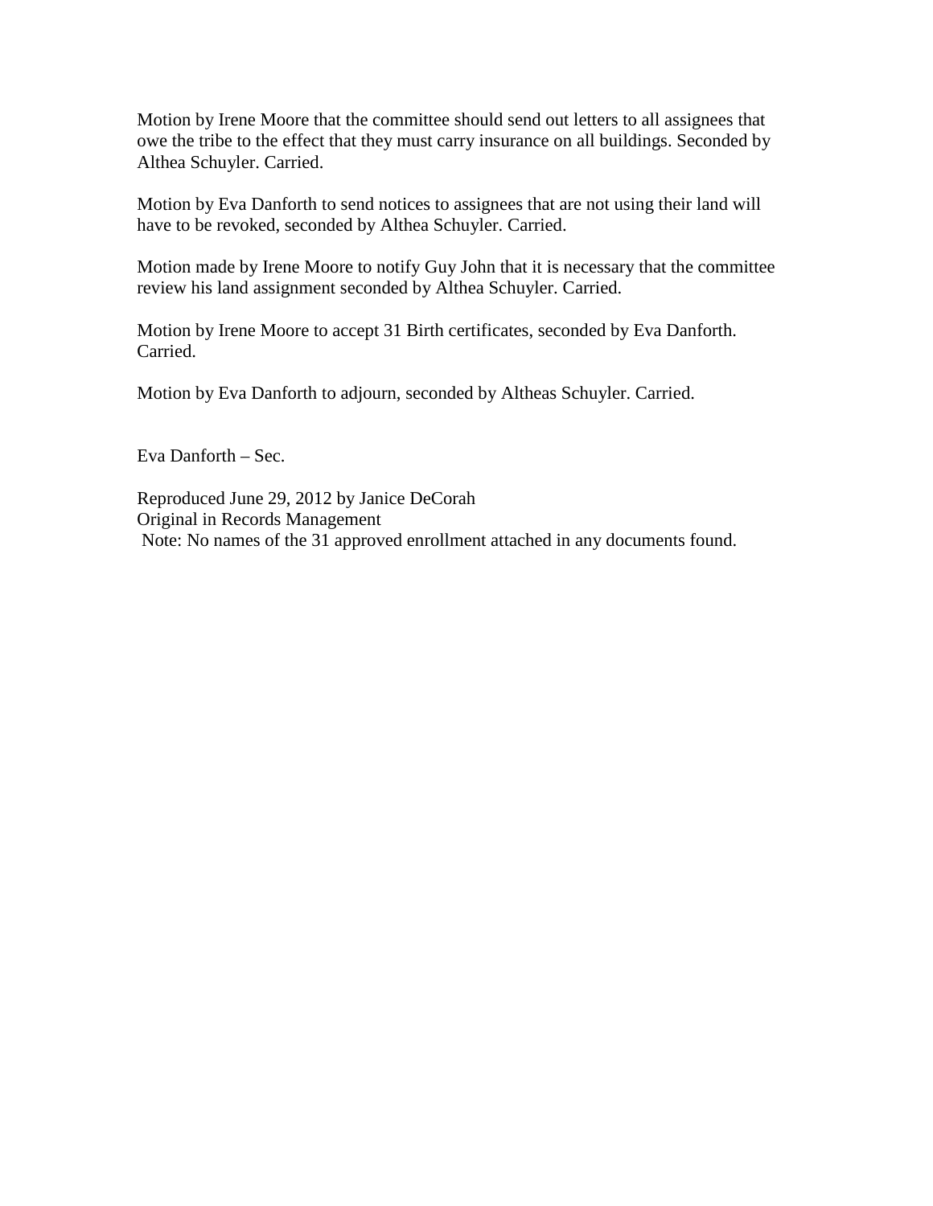Motion by Irene Moore that the committee should send out letters to all assignees that owe the tribe to the effect that they must carry insurance on all buildings. Seconded by Althea Schuyler. Carried.

Motion by Eva Danforth to send notices to assignees that are not using their land will have to be revoked, seconded by Althea Schuyler. Carried.

Motion made by Irene Moore to notify Guy John that it is necessary that the committee review his land assignment seconded by Althea Schuyler. Carried.

Motion by Irene Moore to accept 31 Birth certificates, seconded by Eva Danforth. Carried.

Motion by Eva Danforth to adjourn, seconded by Altheas Schuyler. Carried.

Eva Danforth – Sec.

Reproduced June 29, 2012 by Janice DeCorah
Original in Records Management
Note: No names of the 31 approved enrollment attached in any documents found.